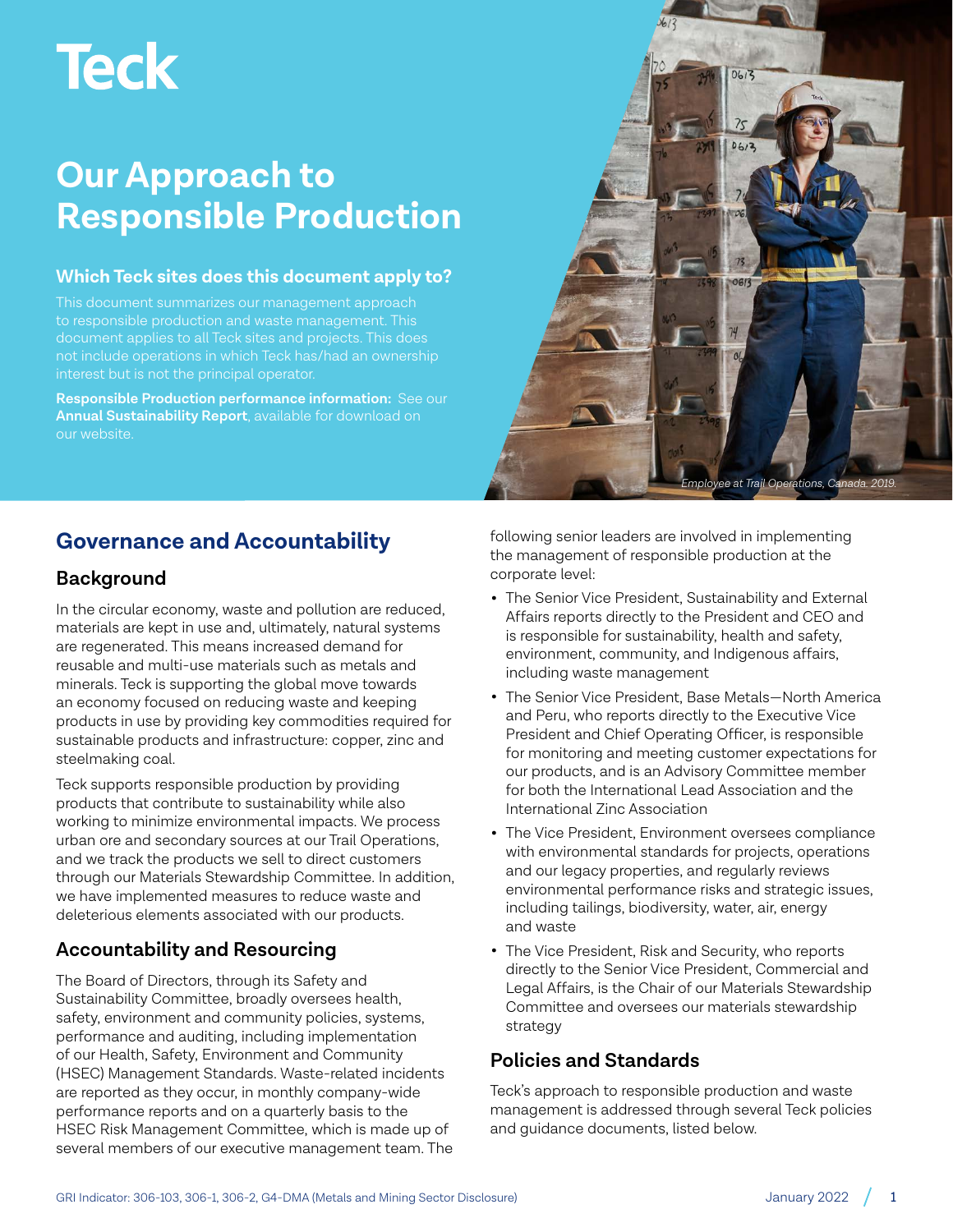Teck

# Our Approach to Responsible Production

### Which Teck sites does this document apply to?

This document summarizes our management approach to responsible production and waste management. This document applies to all Teck sites and projects. This does not include operations in which Teck has/had an ownership interest but is not the principal operator.

**Responsible Production performance information:** See our **Annual Sustainability Report**, available for download on our website.

*Employee at Trail Operations, Canada. 2019.*

## Governance and Accountability

### Background

In the circular economy, waste and pollution are reduced, materials are kept in use and, ultimately, natural systems are regenerated. This means increased demand for reusable and multi-use materials such as metals and minerals. Teck is supporting the global move towards an economy focused on reducing waste and keeping products in use by providing key commodities required for sustainable products and infrastructure: copper, zinc and steelmaking coal.

Teck supports responsible production by providing products that contribute to sustainability while also working to minimize environmental impacts. We process urban ore and secondary sources at our Trail Operations, and we track the products we sell to direct customers through our Materials Stewardship Committee. In addition, we have implemented measures to reduce waste and deleterious elements associated with our products.

### Accountability and Resourcing

The Board of Directors, through its Safety and Sustainability Committee, broadly oversees health, safety, environment and community policies, systems, performance and auditing, including implementation of our Health, Safety, Environment and Community (HSEC) Management Standards. Waste-related incidents are reported as they occur, in monthly company-wide performance reports and on a quarterly basis to the HSEC Risk Management Committee, which is made up of several members of our executive management team. The following senior leaders are involved in implementing the management of responsible production at the corporate level:

- The Senior Vice President, Sustainability and External Affairs reports directly to the President and CEO and is responsible for sustainability, health and safety, environment, community, and Indigenous affairs, including waste management
- The Senior Vice President, Base Metals—North America and Peru, who reports directly to the Executive Vice President and Chief Operating Officer, is responsible for monitoring and meeting customer expectations for our products, and is an Advisory Committee member for both the International Lead Association and the International Zinc Association
- The Vice President, Environment oversees compliance with environmental standards for projects, operations and our legacy properties, and regularly reviews environmental performance risks and strategic issues, including tailings, biodiversity, water, air, energy and waste
- The Vice President, Risk and Security, who reports directly to the Senior Vice President, Commercial and Legal Affairs, is the Chair of our Materials Stewardship Committee and oversees our materials stewardship strategy

### Policies and Standards

Teck's approach to responsible production and waste management is addressed through several Teck policies and guidance documents, listed below.

GRI Indicator: 306-103, 306-1, 306-2, G4-DMA (Metals and Mining Sector Disclosure)

January 2022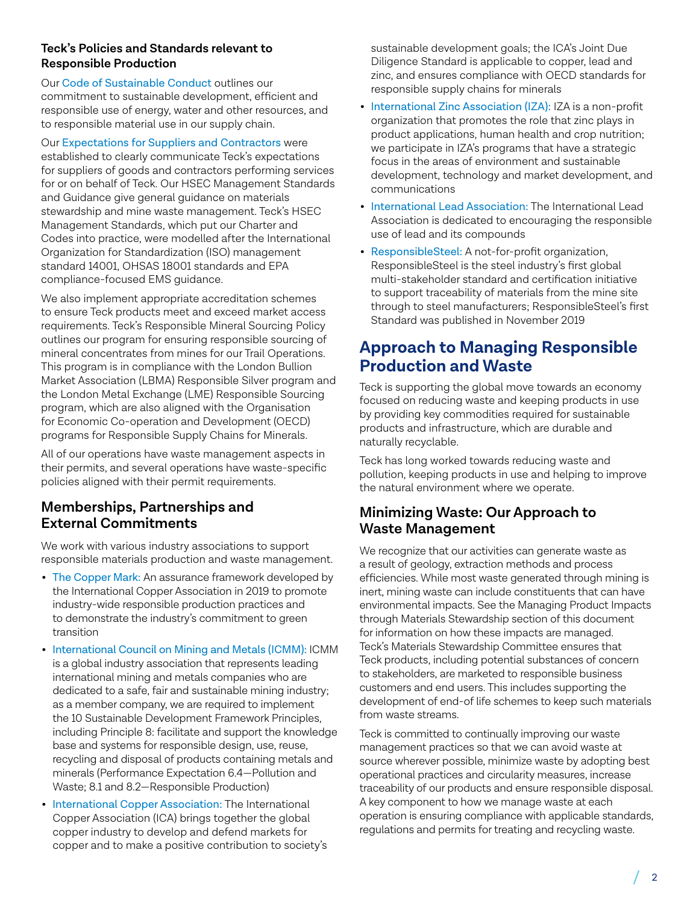### Teck's Policies and Standards relevant to Responsible Production

Our Code of Sustainable Conduct outlines our commitment to sustainable development, efficient and responsible use of energy, water and other resources, and to responsible material use in our supply chain.

Our Expectations for Suppliers and Contractors were established to clearly communicate Teck's expectations for suppliers of goods and contractors performing services for or on behalf of Teck. Our HSEC Management Standards and Guidance give general guidance on materials stewardship and mine waste management. Teck's HSEC Management Standards, which put our Charter and Codes into practice, were modelled after the International Organization for Standardization (ISO) management standard 14001, OHSAS 18001 standards and EPA compliance-focused EMS guidance.

We also implement appropriate accreditation schemes to ensure Teck products meet and exceed market access requirements. Teck's Responsible Mineral Sourcing Policy outlines our program for ensuring responsible sourcing of mineral concentrates from mines for our Trail Operations. This program is in compliance with the London Bullion Market Association (LBMA) Responsible Silver program and the London Metal Exchange (LME) Responsible Sourcing program, which are also aligned with the Organisation for Economic Co-operation and Development (OECD) programs for Responsible Supply Chains for Minerals.

All of our operations have waste management aspects in their permits, and several operations have waste-specific policies aligned with their permit requirements.

## Memberships, Partnerships and External Commitments

We work with various industry associations to support responsible materials production and waste management.

- The Copper Mark: An assurance framework developed by the International Copper Association in 2019 to promote industry-wide responsible production practices and to demonstrate the industry's commitment to green transition
- International Council on Mining and Metals (ICMM): ICMM is a global industry association that represents leading international mining and metals companies who are dedicated to a safe, fair and sustainable mining industry; as a member company, we are required to implement the 10 Sustainable Development Framework Principles, including Principle 8: facilitate and support the knowledge base and systems for responsible design, use, reuse, recycling and disposal of products containing metals and minerals (Performance Expectation 6.4—Pollution and Waste; 8.1 and 8.2—Responsible Production)
- International Copper Association: The International Copper Association (ICA) brings together the global copper industry to develop and defend markets for copper and to make a positive contribution to society's sustainable development goals; the ICA's Joint Due Diligence Standard is applicable to copper, lead and zinc, and ensures compliance with OECD standards for responsible supply chains for minerals
- International Zinc Association (IZA): IZA is a non-profit organization that promotes the role that zinc plays in product applications, human health and crop nutrition; we participate in IZA's programs that have a strategic focus in the areas of environment and sustainable development, technology and market development, and communications
- International Lead Association: The International Lead Association is dedicated to encouraging the responsible use of lead and its compounds
- ResponsibleSteel: A not-for-profit organization, ResponsibleSteel is the steel industry's first global multi-stakeholder standard and certification initiative to support traceability of materials from the mine site through to steel manufacturers; ResponsibleSteel's first Standard was published in November 2019

# Approach to Managing Responsible Production and Waste

Teck is supporting the global move towards an economy focused on reducing waste and keeping products in use by providing key commodities required for sustainable products and infrastructure, which are durable and naturally recyclable.

Teck has long worked towards reducing waste and pollution, keeping products in use and helping to improve the natural environment where we operate.

## Minimizing Waste: Our Approach to Waste Management

We recognize that our activities can generate waste as a result of geology, extraction methods and process efficiencies. While most waste generated through mining is inert, mining waste can include constituents that can have environmental impacts. See the Managing Product Impacts through Materials Stewardship section of this document for information on how these impacts are managed. Teck's Materials Stewardship Committee ensures that Teck products, including potential substances of concern to stakeholders, are marketed to responsible business customers and end users. This includes supporting the development of end-of life schemes to keep such materials from waste streams.

Teck is committed to continually improving our waste management practices so that we can avoid waste at source wherever possible, minimize waste by adopting best operational practices and circularity measures, increase traceability of our products and ensure responsible disposal. A key component to how we manage waste at each operation is ensuring compliance with applicable standards, regulations and permits for treating and recycling waste.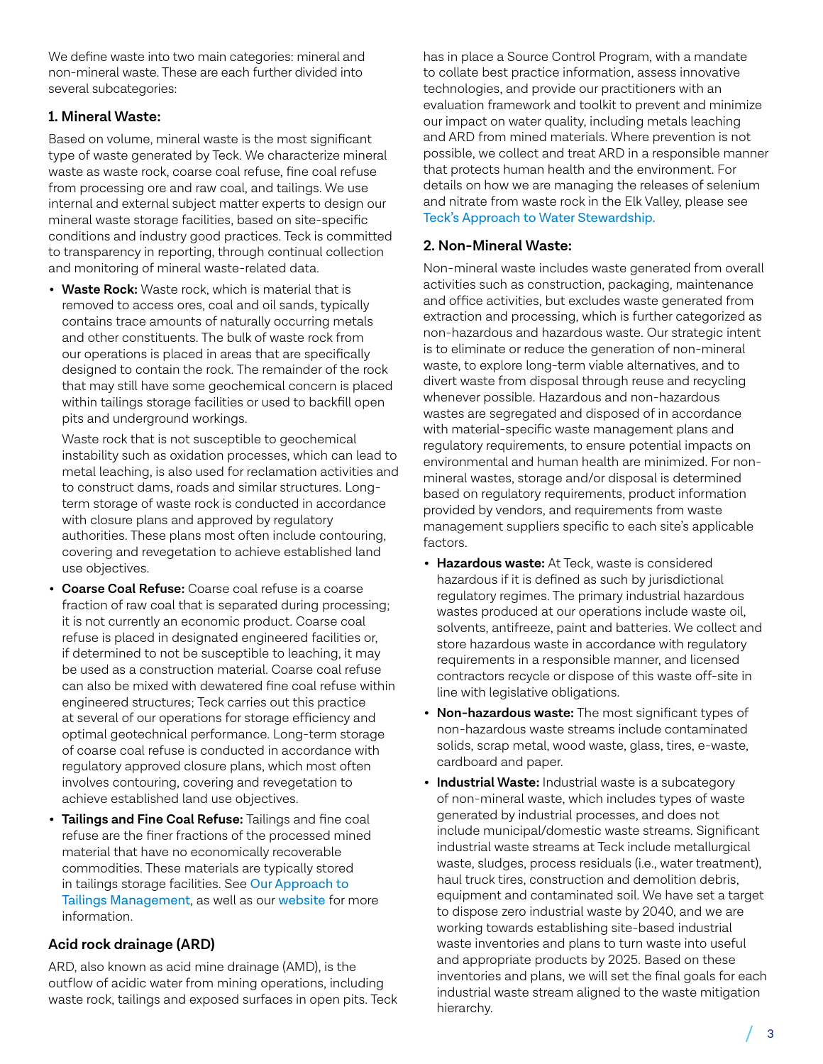We define waste into two main categories: mineral and non-mineral waste. These are each further divided into several subcategories:

### 1. Mineral Waste:

Based on volume, mineral waste is the most significant type of waste generated by Teck. We characterize mineral waste as waste rock, coarse coal refuse, fine coal refuse from processing ore and raw coal, and tailings. We use internal and external subject matter experts to design our mineral waste storage facilities, based on site-specific conditions and industry good practices. Teck is committed to transparency in reporting, through continual collection and monitoring of mineral waste-related data.

- **Waste Rock:** Waste rock, which is material that is removed to access ores, coal and oil sands, typically contains trace amounts of naturally occurring metals and other constituents. The bulk of waste rock from our operations is placed in areas that are specifically designed to contain the rock. The remainder of the rock that may still have some geochemical concern is placed within tailings storage facilities or used to backfill open pits and underground workings.

  Waste rock that is not susceptible to geochemical instability such as oxidation processes, which can lead to metal leaching, is also used for reclamation activities and to construct dams, roads and similar structures. Long-term storage of waste rock is conducted in accordance with closure plans and approved by regulatory authorities. These plans most often include contouring, covering and revegetation to achieve established land use objectives.

- **Coarse Coal Refuse:** Coarse coal refuse is a coarse fraction of raw coal that is separated during processing; it is not currently an economic product. Coarse coal refuse is placed in designated engineered facilities or, if determined to not be susceptible to leaching, it may be used as a construction material. Coarse coal refuse can also be mixed with dewatered fine coal refuse within engineered structures; Teck carries out this practice at several of our operations for storage efficiency and optimal geotechnical performance. Long-term storage of coarse coal refuse is conducted in accordance with regulatory approved closure plans, which most often involves contouring, covering and revegetation to achieve established land use objectives.

- **Tailings and Fine Coal Refuse:** Tailings and fine coal refuse are the finer fractions of the processed mined material that have no economically recoverable commodities. These materials are typically stored in tailings storage facilities. See Our Approach to Tailings Management, as well as our website for more information.

### Acid rock drainage (ARD)

ARD, also known as acid mine drainage (AMD), is the outflow of acidic water from mining operations, including waste rock, tailings and exposed surfaces in open pits. Teck has in place a Source Control Program, with a mandate to collate best practice information, assess innovative technologies, and provide our practitioners with an evaluation framework and toolkit to prevent and minimize our impact on water quality, including metals leaching and ARD from mined materials. Where prevention is not possible, we collect and treat ARD in a responsible manner that protects human health and the environment. For details on how we are managing the releases of selenium and nitrate from waste rock in the Elk Valley, please see Teck's Approach to Water Stewardship.

### 2. Non-Mineral Waste:

Non-mineral waste includes waste generated from overall activities such as construction, packaging, maintenance and office activities, but excludes waste generated from extraction and processing, which is further categorized as non-hazardous and hazardous waste. Our strategic intent is to eliminate or reduce the generation of non-mineral waste, to explore long-term viable alternatives, and to divert waste from disposal through reuse and recycling whenever possible. Hazardous and non-hazardous wastes are segregated and disposed of in accordance with material-specific waste management plans and regulatory requirements, to ensure potential impacts on environmental and human health are minimized. For non-mineral wastes, storage and/or disposal is determined based on regulatory requirements, product information provided by vendors, and requirements from waste management suppliers specific to each site's applicable factors.

- **Hazardous waste:** At Teck, waste is considered hazardous if it is defined as such by jurisdictional regulatory regimes. The primary industrial hazardous wastes produced at our operations include waste oil, solvents, antifreeze, paint and batteries. We collect and store hazardous waste in accordance with regulatory requirements in a responsible manner, and licensed contractors recycle or dispose of this waste off-site in line with legislative obligations.

- **Non-hazardous waste:** The most significant types of non-hazardous waste streams include contaminated solids, scrap metal, wood waste, glass, tires, e-waste, cardboard and paper.

- **Industrial Waste:** Industrial waste is a subcategory of non-mineral waste, which includes types of waste generated by industrial processes, and does not include municipal/domestic waste streams. Significant industrial waste streams at Teck include metallurgical waste, sludges, process residuals (i.e., water treatment), haul truck tires, construction and demolition debris, equipment and contaminated soil. We have set a target to dispose zero industrial waste by 2040, and we are working towards establishing site-based industrial waste inventories and plans to turn waste into useful and appropriate products by 2025. Based on these inventories and plans, we will set the final goals for each industrial waste stream aligned to the waste mitigation hierarchy.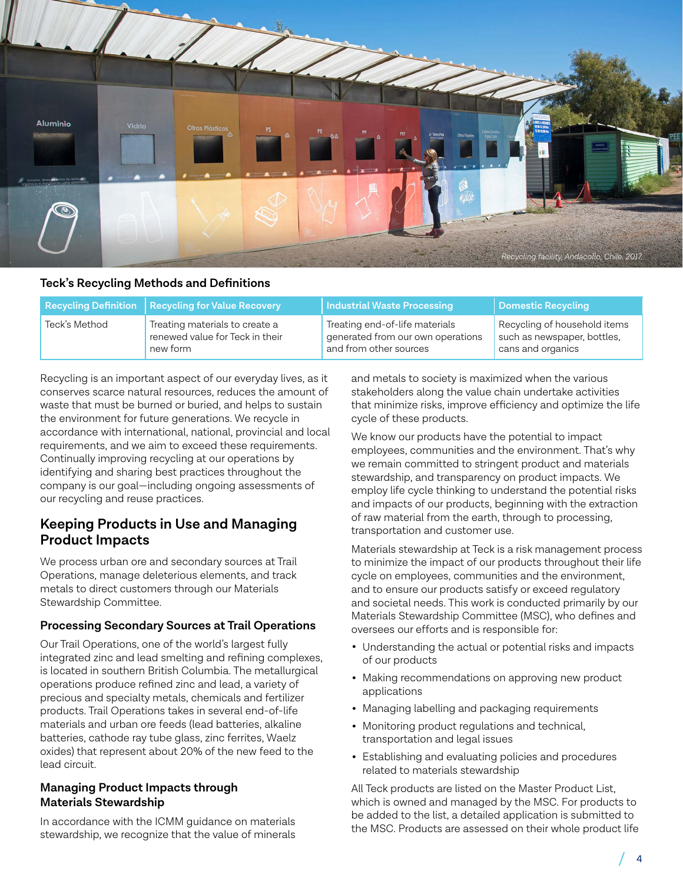Recycling facility, Andacollo, Chile, 2017.

### Teck's Recycling Methods and Definitions

| Recycling Definition | Recycling for Value Recovery | Industrial Waste Processing | Domestic Recycling |
|---|---|---|---|
| Teck's Method | Treating materials to create a renewed value for Teck in their new form | Treating end-of-life materials generated from our own operations and from other sources | Recycling of household items such as newspaper, bottles, cans and organics |

Recycling is an important aspect of our everyday lives, as it conserves scarce natural resources, reduces the amount of waste that must be burned or buried, and helps to sustain the environment for future generations. We recycle in accordance with international, national, provincial and local requirements, and we aim to exceed these requirements. Continually improving recycling at our operations by identifying and sharing best practices throughout the company is our goal—including ongoing assessments of our recycling and reuse practices.

## Keeping Products in Use and Managing Product Impacts

We process urban ore and secondary sources at Trail Operations, manage deleterious elements, and track metals to direct customers through our Materials Stewardship Committee.

### Processing Secondary Sources at Trail Operations

Our Trail Operations, one of the world's largest fully integrated zinc and lead smelting and refining complexes, is located in southern British Columbia. The metallurgical operations produce refined zinc and lead, a variety of precious and specialty metals, chemicals and fertilizer products. Trail Operations takes in several end-of-life materials and urban ore feeds (lead batteries, alkaline batteries, cathode ray tube glass, zinc ferrites, Waelz oxides) that represent about 20% of the new feed to the lead circuit.

### Managing Product Impacts through Materials Stewardship

In accordance with the ICMM guidance on materials stewardship, we recognize that the value of minerals and metals to society is maximized when the various stakeholders along the value chain undertake activities that minimize risks, improve efficiency and optimize the life cycle of these products.

We know our products have the potential to impact employees, communities and the environment. That's why we remain committed to stringent product and materials stewardship, and transparency on product impacts. We employ life cycle thinking to understand the potential risks and impacts of our products, beginning with the extraction of raw material from the earth, through to processing, transportation and customer use.

Materials stewardship at Teck is a risk management process to minimize the impact of our products throughout their life cycle on employees, communities and the environment, and to ensure our products satisfy or exceed regulatory and societal needs. This work is conducted primarily by our Materials Stewardship Committee (MSC), who defines and oversees our efforts and is responsible for:

- Understanding the actual or potential risks and impacts of our products
- Making recommendations on approving new product applications
- Managing labelling and packaging requirements
- Monitoring product regulations and technical, transportation and legal issues
- Establishing and evaluating policies and procedures related to materials stewardship

All Teck products are listed on the Master Product List, which is owned and managed by the MSC. For products to be added to the list, a detailed application is submitted to the MSC. Products are assessed on their whole product life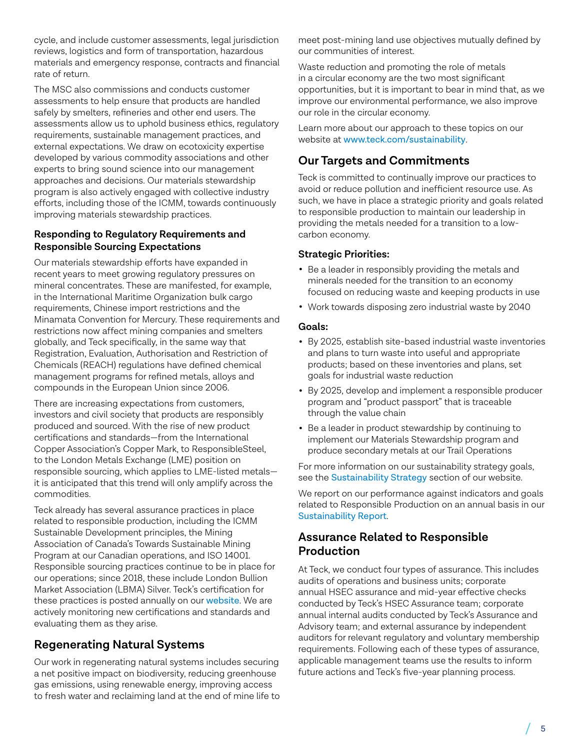cycle, and include customer assessments, legal jurisdiction reviews, logistics and form of transportation, hazardous materials and emergency response, contracts and financial rate of return.

The MSC also commissions and conducts customer assessments to help ensure that products are handled safely by smelters, refineries and other end users. The assessments allow us to uphold business ethics, regulatory requirements, sustainable management practices, and external expectations. We draw on ecotoxicity expertise developed by various commodity associations and other experts to bring sound science into our management approaches and decisions. Our materials stewardship program is also actively engaged with collective industry efforts, including those of the ICMM, towards continuously improving materials stewardship practices.

### Responding to Regulatory Requirements and Responsible Sourcing Expectations

Our materials stewardship efforts have expanded in recent years to meet growing regulatory pressures on mineral concentrates. These are manifested, for example, in the International Maritime Organization bulk cargo requirements, Chinese import restrictions and the Minamata Convention for Mercury. These requirements and restrictions now affect mining companies and smelters globally, and Teck specifically, in the same way that Registration, Evaluation, Authorisation and Restriction of Chemicals (REACH) regulations have defined chemical management programs for refined metals, alloys and compounds in the European Union since 2006.

There are increasing expectations from customers, investors and civil society that products are responsibly produced and sourced. With the rise of new product certifications and standards—from the International Copper Association's Copper Mark, to ResponsibleSteel, to the London Metals Exchange (LME) position on responsible sourcing, which applies to LME-listed metals—it is anticipated that this trend will only amplify across the commodities.

Teck already has several assurance practices in place related to responsible production, including the ICMM Sustainable Development principles, the Mining Association of Canada's Towards Sustainable Mining Program at our Canadian operations, and ISO 14001. Responsible sourcing practices continue to be in place for our operations; since 2018, these include London Bullion Market Association (LBMA) Silver. Teck's certification for these practices is posted annually on our website. We are actively monitoring new certifications and standards and evaluating them as they arise.

## Regenerating Natural Systems

Our work in regenerating natural systems includes securing a net positive impact on biodiversity, reducing greenhouse gas emissions, using renewable energy, improving access to fresh water and reclaiming land at the end of mine life to meet post-mining land use objectives mutually defined by our communities of interest.

Waste reduction and promoting the role of metals in a circular economy are the two most significant opportunities, but it is important to bear in mind that, as we improve our environmental performance, we also improve our role in the circular economy.

Learn more about our approach to these topics on our website at www.teck.com/sustainability.

## Our Targets and Commitments

Teck is committed to continually improve our practices to avoid or reduce pollution and inefficient resource use. As such, we have in place a strategic priority and goals related to responsible production to maintain our leadership in providing the metals needed for a transition to a low-carbon economy.

### Strategic Priorities:

- Be a leader in responsibly providing the metals and minerals needed for the transition to an economy focused on reducing waste and keeping products in use
- Work towards disposing zero industrial waste by 2040

### Goals:

- By 2025, establish site-based industrial waste inventories and plans to turn waste into useful and appropriate products; based on these inventories and plans, set goals for industrial waste reduction
- By 2025, develop and implement a responsible producer program and "product passport" that is traceable through the value chain
- Be a leader in product stewardship by continuing to implement our Materials Stewardship program and produce secondary metals at our Trail Operations

For more information on our sustainability strategy goals, see the Sustainability Strategy section of our website.

We report on our performance against indicators and goals related to Responsible Production on an annual basis in our Sustainability Report.

## Assurance Related to Responsible Production

At Teck, we conduct four types of assurance. This includes audits of operations and business units; corporate annual HSEC assurance and mid-year effective checks conducted by Teck's HSEC Assurance team; corporate annual internal audits conducted by Teck's Assurance and Advisory team; and external assurance by independent auditors for relevant regulatory and voluntary membership requirements. Following each of these types of assurance, applicable management teams use the results to inform future actions and Teck's five-year planning process.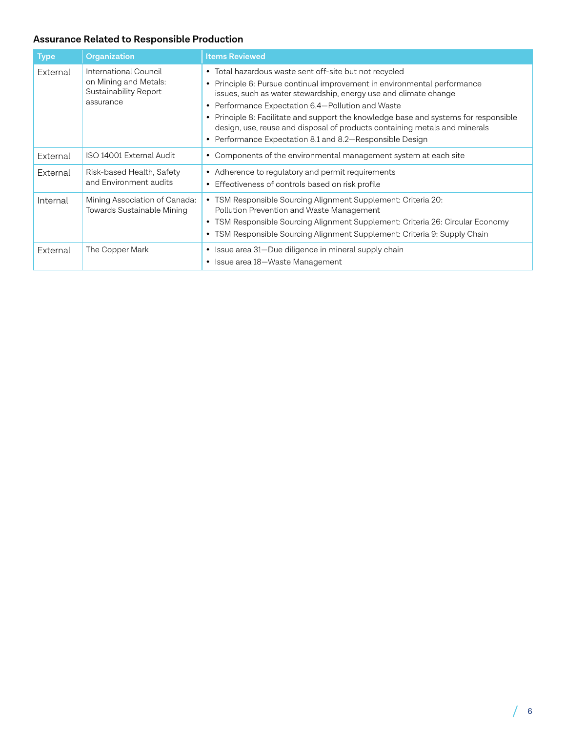### Assurance Related to Responsible Production

| Type | Organization | Items Reviewed |
| --- | --- | --- |
| External | International Council on Mining and Metals: Sustainability Report assurance | • Total hazardous waste sent off-site but not recycled<br>• Principle 6: Pursue continual improvement in environmental performance issues, such as water stewardship, energy use and climate change<br>• Performance Expectation 6.4—Pollution and Waste<br>• Principle 8: Facilitate and support the knowledge base and systems for responsible design, use, reuse and disposal of products containing metals and minerals<br>• Performance Expectation 8.1 and 8.2—Responsible Design |
| External | ISO 14001 External Audit | • Components of the environmental management system at each site |
| External | Risk-based Health, Safety and Environment audits | • Adherence to regulatory and permit requirements<br>• Effectiveness of controls based on risk profile |
| Internal | Mining Association of Canada: Towards Sustainable Mining | • TSM Responsible Sourcing Alignment Supplement: Criteria 20: Pollution Prevention and Waste Management<br>• TSM Responsible Sourcing Alignment Supplement: Criteria 26: Circular Economy<br>• TSM Responsible Sourcing Alignment Supplement: Criteria 9: Supply Chain |
| External | The Copper Mark | • Issue area 31—Due diligence in mineral supply chain<br>• Issue area 18—Waste Management |